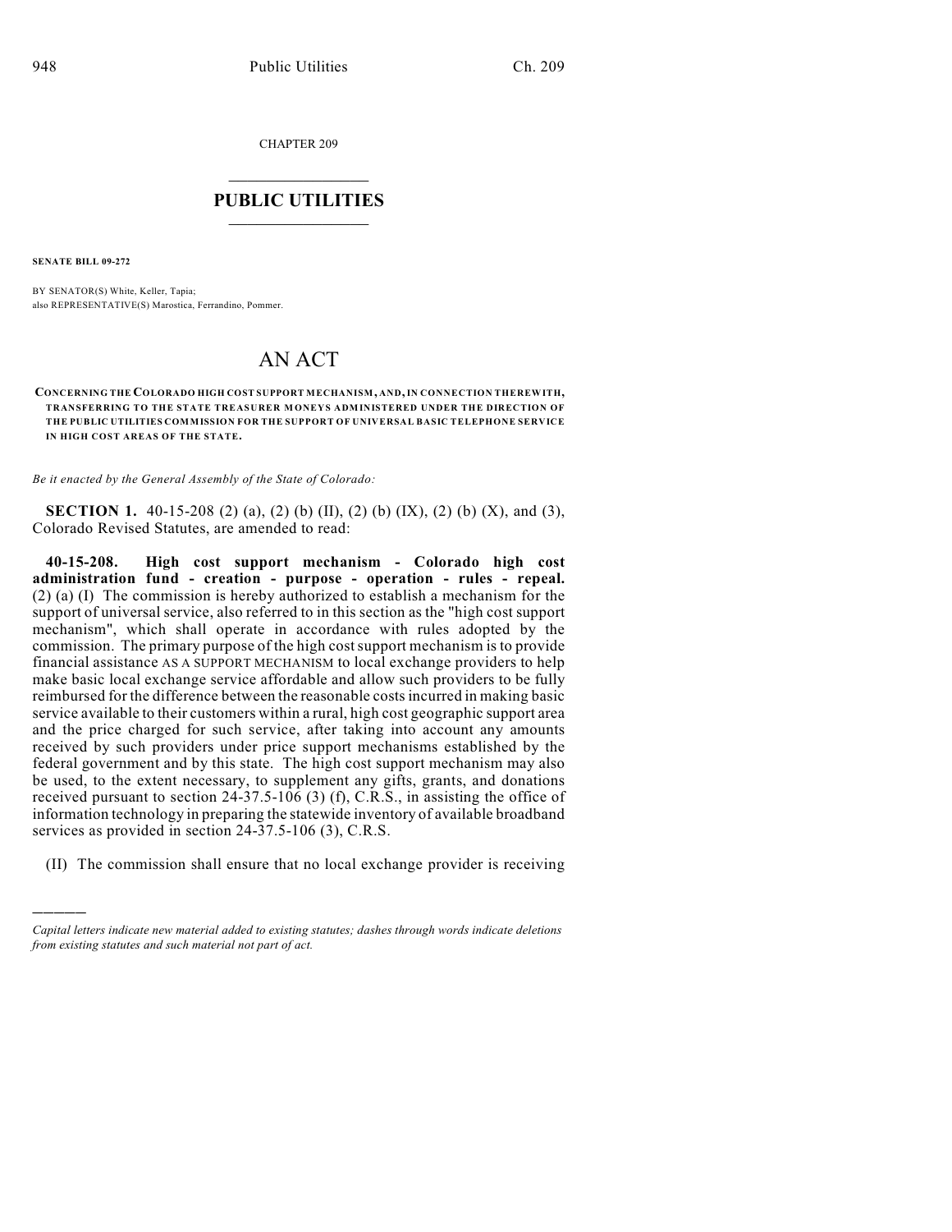CHAPTER 209

# PUBLIC UTILITIES

**SENATE BILL 09-272**

BY SENATOR(S) White, Keller, Tapia;
also REPRESENTATIVE(S) Marostica, Ferrandino, Pommer.

# AN ACT

**CONCERNING THE COLORADO HIGH COST SUPPORT MECHANISM, AND, IN CONNECTION THEREWITH, TRANSFERRING TO THE STATE TREASURER MONEYS ADMINISTERED UNDER THE DIRECTION OF THE PUBLIC UTILITIES COMMISSION FOR THE SUPPORT OF UNIVERSAL BASIC TELEPHONE SERVICE IN HIGH COST AREAS OF THE STATE.**

*Be it enacted by the General Assembly of the State of Colorado:*

**SECTION 1.** 40-15-208 (2) (a), (2) (b) (II), (2) (b) (IX), (2) (b) (X), and (3), Colorado Revised Statutes, are amended to read:

**40-15-208. High cost support mechanism - Colorado high cost administration fund - creation - purpose - operation - rules - repeal.** (2) (a) (I) The commission is hereby authorized to establish a mechanism for the support of universal service, also referred to in this section as the "high cost support mechanism", which shall operate in accordance with rules adopted by the commission. The primary purpose of the high cost support mechanism is to provide financial assistance AS A SUPPORT MECHANISM to local exchange providers to help make basic local exchange service affordable and allow such providers to be fully reimbursed for the difference between the reasonable costs incurred in making basic service available to their customers within a rural, high cost geographic support area and the price charged for such service, after taking into account any amounts received by such providers under price support mechanisms established by the federal government and by this state. The high cost support mechanism may also be used, to the extent necessary, to supplement any gifts, grants, and donations received pursuant to section 24-37.5-106 (3) (f), C.R.S., in assisting the office of information technology in preparing the statewide inventory of available broadband services as provided in section 24-37.5-106 (3), C.R.S.

(II) The commission shall ensure that no local exchange provider is receiving

*Capital letters indicate new material added to existing statutes; dashes through words indicate deletions from existing statutes and such material not part of act.*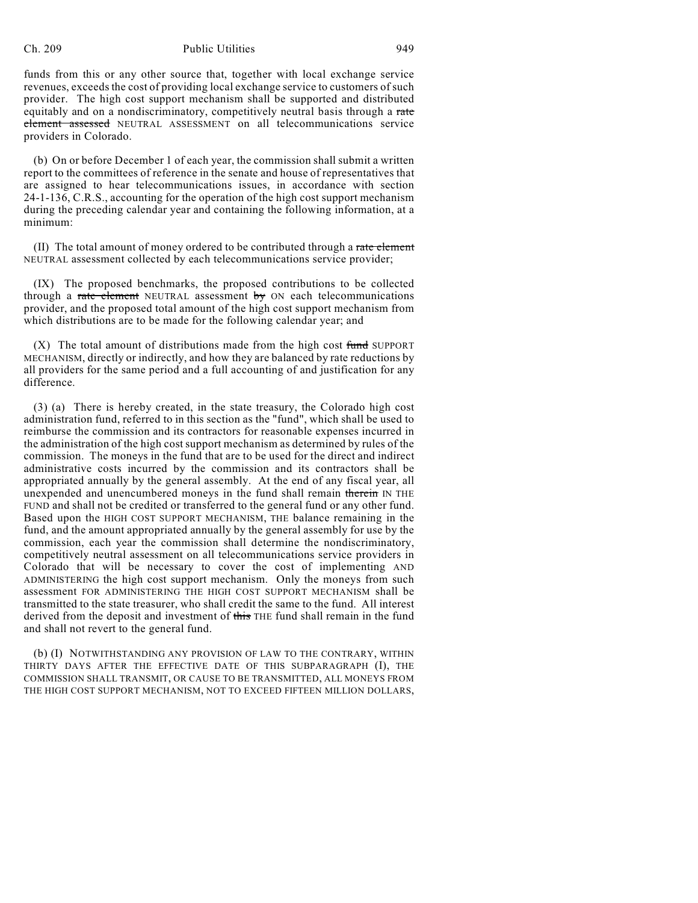funds from this or any other source that, together with local exchange service revenues, exceeds the cost of providing local exchange service to customers of such provider. The high cost support mechanism shall be supported and distributed equitably and on a nondiscriminatory, competitively neutral basis through a ~~rate element assessed~~ NEUTRAL ASSESSMENT on all telecommunications service providers in Colorado.

(b) On or before December 1 of each year, the commission shall submit a written report to the committees of reference in the senate and house of representatives that are assigned to hear telecommunications issues, in accordance with section 24-1-136, C.R.S., accounting for the operation of the high cost support mechanism during the preceding calendar year and containing the following information, at a minimum:

(II) The total amount of money ordered to be contributed through a ~~rate element~~ NEUTRAL assessment collected by each telecommunications service provider;

(IX) The proposed benchmarks, the proposed contributions to be collected through a ~~rate element~~ NEUTRAL assessment ~~by~~ ON each telecommunications provider, and the proposed total amount of the high cost support mechanism from which distributions are to be made for the following calendar year; and

(X) The total amount of distributions made from the high cost ~~fund~~ SUPPORT MECHANISM, directly or indirectly, and how they are balanced by rate reductions by all providers for the same period and a full accounting of and justification for any difference.

(3) (a) There is hereby created, in the state treasury, the Colorado high cost administration fund, referred to in this section as the "fund", which shall be used to reimburse the commission and its contractors for reasonable expenses incurred in the administration of the high cost support mechanism as determined by rules of the commission. The moneys in the fund that are to be used for the direct and indirect administrative costs incurred by the commission and its contractors shall be appropriated annually by the general assembly. At the end of any fiscal year, all unexpended and unencumbered moneys in the fund shall remain ~~therein~~ IN THE FUND and shall not be credited or transferred to the general fund or any other fund. Based upon the HIGH COST SUPPORT MECHANISM, THE balance remaining in the fund, and the amount appropriated annually by the general assembly for use by the commission, each year the commission shall determine the nondiscriminatory, competitively neutral assessment on all telecommunications service providers in Colorado that will be necessary to cover the cost of implementing AND ADMINISTERING the high cost support mechanism. Only the moneys from such assessment FOR ADMINISTERING THE HIGH COST SUPPORT MECHANISM shall be transmitted to the state treasurer, who shall credit the same to the fund. All interest derived from the deposit and investment of ~~this~~ THE fund shall remain in the fund and shall not revert to the general fund.

(b) (I) NOTWITHSTANDING ANY PROVISION OF LAW TO THE CONTRARY, WITHIN THIRTY DAYS AFTER THE EFFECTIVE DATE OF THIS SUBPARAGRAPH (I), THE COMMISSION SHALL TRANSMIT, OR CAUSE TO BE TRANSMITTED, ALL MONEYS FROM THE HIGH COST SUPPORT MECHANISM, NOT TO EXCEED FIFTEEN MILLION DOLLARS,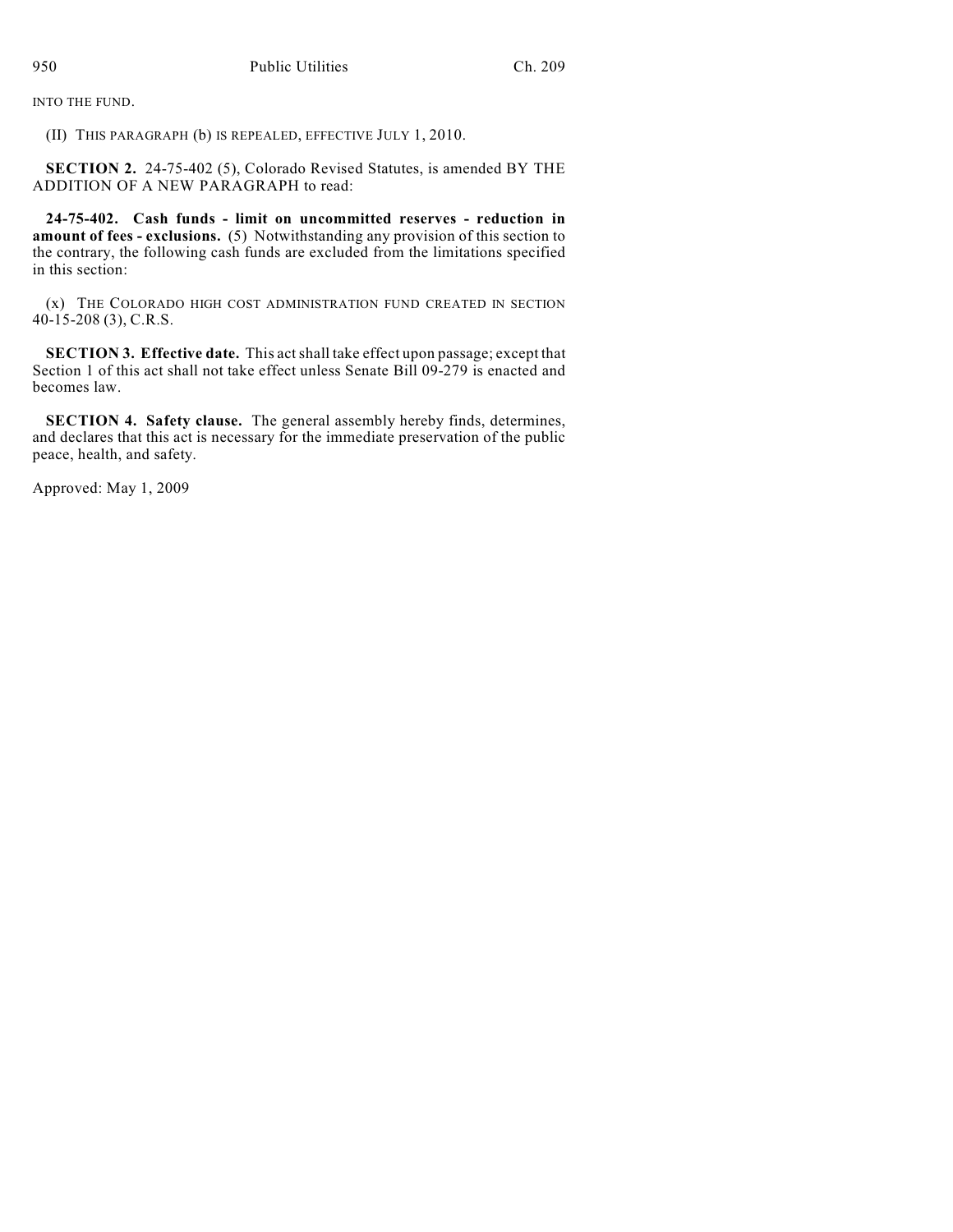INTO THE FUND.

(II) THIS PARAGRAPH (b) IS REPEALED, EFFECTIVE JULY 1, 2010.

**SECTION 2.** 24-75-402 (5), Colorado Revised Statutes, is amended BY THE ADDITION OF A NEW PARAGRAPH to read:

**24-75-402. Cash funds - limit on uncommitted reserves - reduction in amount of fees - exclusions.** (5) Notwithstanding any provision of this section to the contrary, the following cash funds are excluded from the limitations specified in this section:

(x) THE COLORADO HIGH COST ADMINISTRATION FUND CREATED IN SECTION 40-15-208 (3), C.R.S.

**SECTION 3. Effective date.** This act shall take effect upon passage; except that Section 1 of this act shall not take effect unless Senate Bill 09-279 is enacted and becomes law.

**SECTION 4. Safety clause.** The general assembly hereby finds, determines, and declares that this act is necessary for the immediate preservation of the public peace, health, and safety.

Approved: May 1, 2009